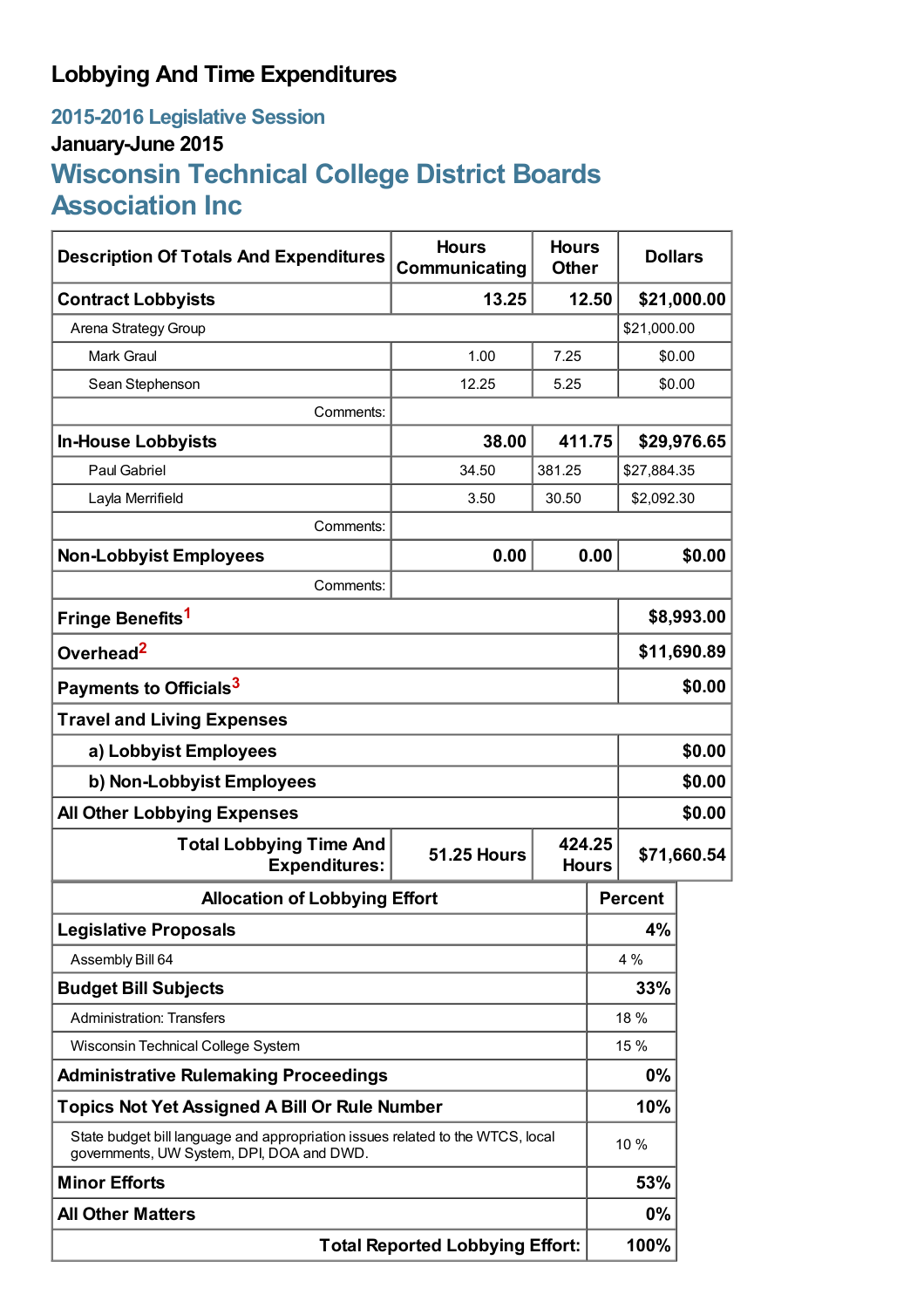# Lobbying And Time Expenditures

## 2015-2016 Legislative Session

### January-June 2015

## Wisconsin Technical College District Boards Association Inc

| Description Of Totals And Expenditures | Hours Communicating | Hours Other | Dollars |
|---|---|---|---|
| **Contract Lobbyists** | **13.25** | **12.50** | **$21,000.00** |
| Arena Strategy Group | | | $21,000.00 |
| Mark Graul | 1.00 | 7.25 | $0.00 |
| Sean Stephenson | 12.25 | 5.25 | $0.00 |
| Comments: | | | |
| **In-House Lobbyists** | **38.00** | **411.75** | **$29,976.65** |
| Paul Gabriel | 34.50 | 381.25 | $27,884.35 |
| Layla Merrifield | 3.50 | 30.50 | $2,092.30 |
| Comments: | | | |
| **Non-Lobbyist Employees** | **0.00** | **0.00** | **$0.00** |
| Comments: | | | |
| **Fringe Benefits**[1] | | | **$8,993.00** |
| **Overhead**[2] | | | **$11,690.89** |
| **Payments to Officials**[3] | | | **$0.00** |
| **Travel and Living Expenses** | | | |
| **a) Lobbyist Employees** | | | **$0.00** |
| **b) Non-Lobbyist Employees** | | | **$0.00** |
| **All Other Lobbying Expenses** | | | **$0.00** |
| **Total Lobbying Time And Expenditures:** | **51.25 Hours** | **424.25 Hours** | **$71,660.54** |

| Allocation of Lobbying Effort | Percent |
|---|---|
| **Legislative Proposals** | **4%** |
| Assembly Bill 64 | 4 % |
| **Budget Bill Subjects** | **33%** |
| Administration: Transfers | 18 % |
| Wisconsin Technical College System | 15 % |
| **Administrative Rulemaking Proceedings** | **0%** |
| **Topics Not Yet Assigned A Bill Or Rule Number** | **10%** |
| State budget bill language and appropriation issues related to the WTCS, local governments, UW System, DPI, DOA and DWD. | 10 % |
| **Minor Efforts** | **53%** |
| **All Other Matters** | **0%** |
| **Total Reported Lobbying Effort:** | **100%** |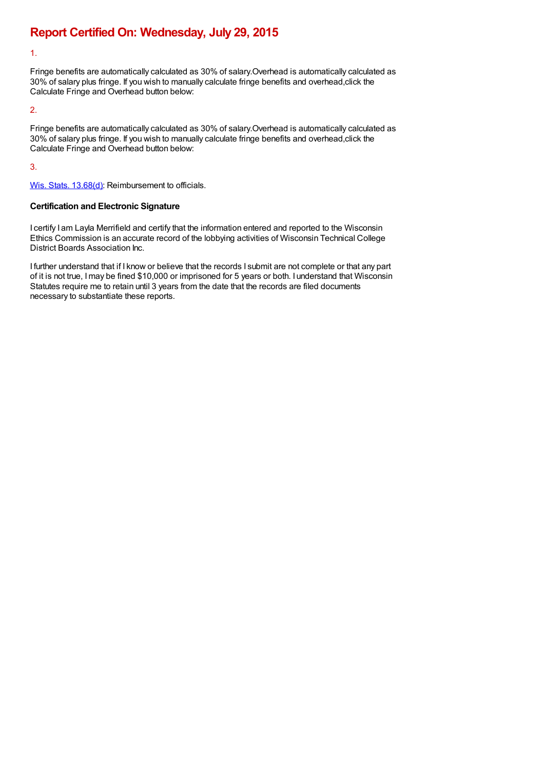# Report Certified On: Wednesday, July 29, 2015

1.

Fringe benefits are automatically calculated as 30% of salary.Overhead is automatically calculated as 30% of salary plus fringe. If you wish to manually calculate fringe benefits and overhead,click the Calculate Fringe and Overhead button below:

2.

Fringe benefits are automatically calculated as 30% of salary.Overhead is automatically calculated as 30% of salary plus fringe. If you wish to manually calculate fringe benefits and overhead,click the Calculate Fringe and Overhead button below:

3.

Wis. Stats. 13.68(d): Reimbursement to officials.

**Certification and Electronic Signature**

I certify I am Layla Merrifield and certify that the information entered and reported to the Wisconsin Ethics Commission is an accurate record of the lobbying activities of Wisconsin Technical College District Boards Association Inc.

I further understand that if I know or believe that the records I submit are not complete or that any part of it is not true, I may be fined $10,000 or imprisoned for 5 years or both. I understand that Wisconsin Statutes require me to retain until 3 years from the date that the records are filed documents necessary to substantiate these reports.